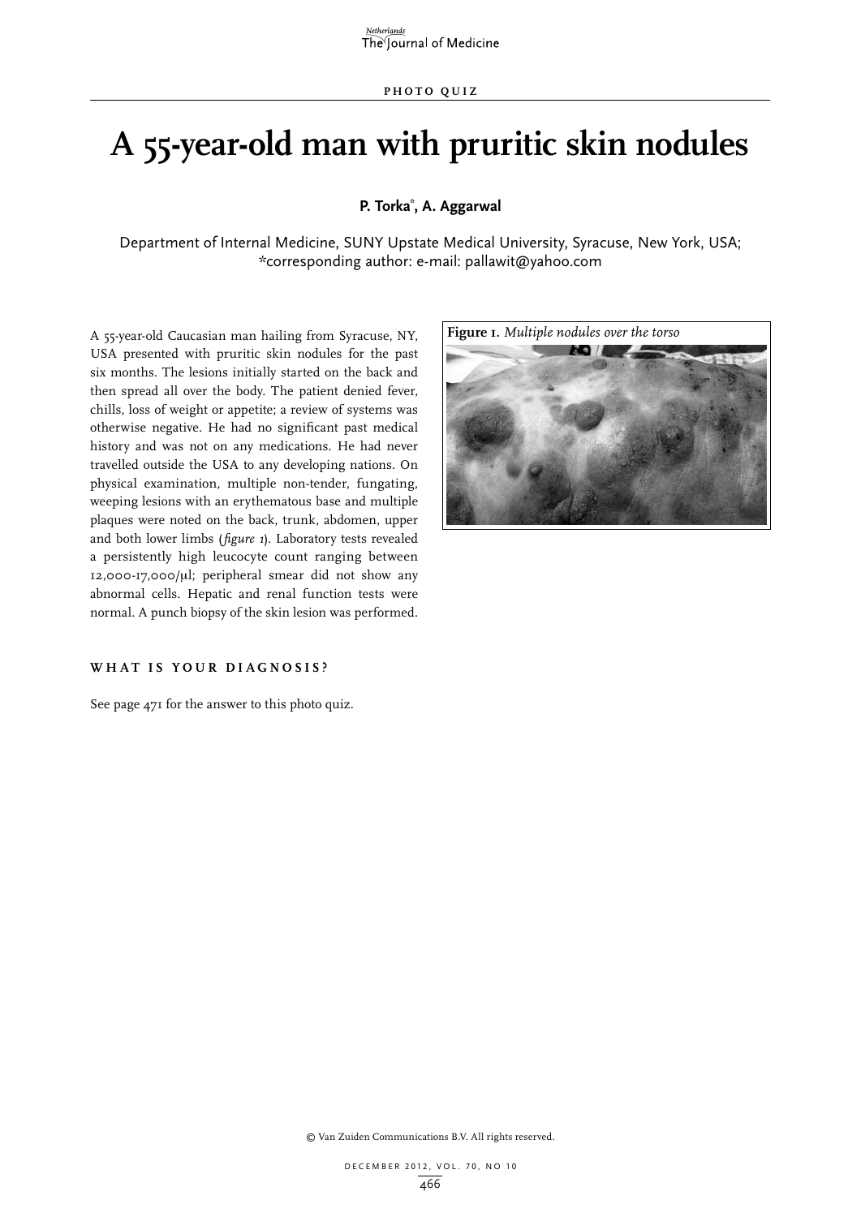PHOTO QUIZ

# A 55-year-old man with pruritic skin nodules

**P. Torka[*], A. Aggarwal**

Department of Internal Medicine, SUNY Upstate Medical University, Syracuse, New York, USA; *corresponding author: e-mail: pallawit@yahoo.com

A 55-year-old Caucasian man hailing from Syracuse, NY, USA presented with pruritic skin nodules for the past six months. The lesions initially started on the back and then spread all over the body. The patient denied fever, chills, loss of weight or appetite; a review of systems was otherwise negative. He had no significant past medical history and was not on any medications. He had never travelled outside the USA to any developing nations. On physical examination, multiple non-tender, fungating, weeping lesions with an erythematous base and multiple plaques were noted on the back, trunk, abdomen, upper and both lower limbs (*figure 1*). Laboratory tests revealed a persistently high leucocyte count ranging between 12,000-17,000/μl; peripheral smear did not show any abnormal cells. Hepatic and renal function tests were normal. A punch biopsy of the skin lesion was performed.

**Figure 1.** *Multiple nodules over the torso*

## WHAT IS YOUR DIAGNOSIS?

See page 471 for the answer to this photo quiz.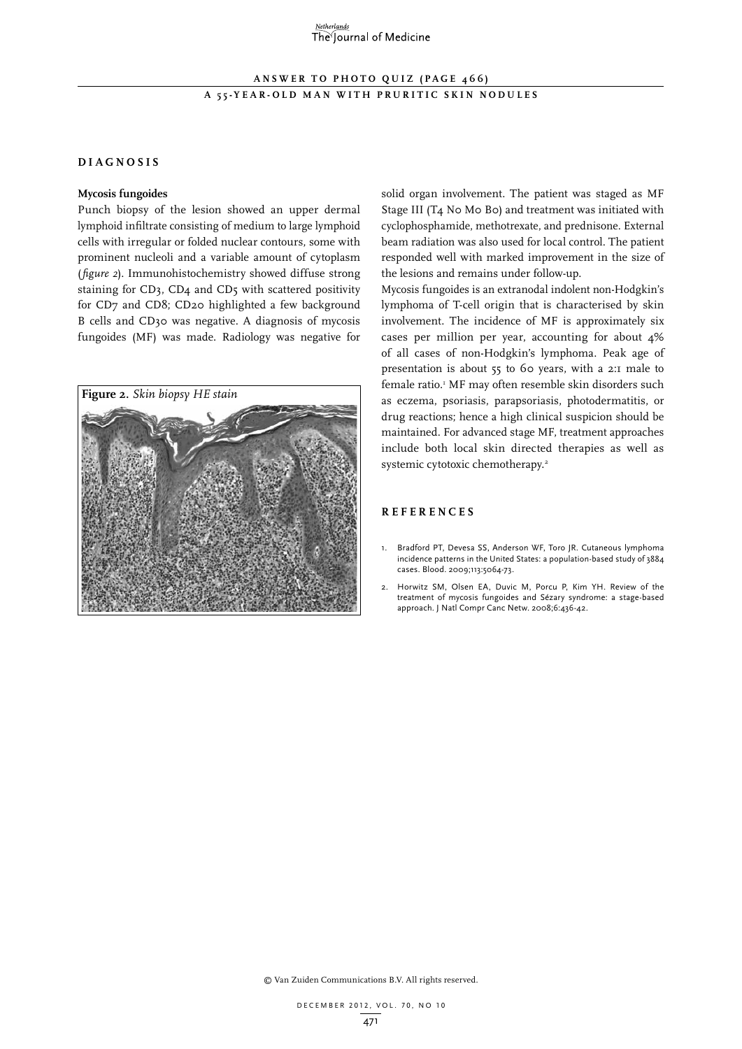## ANSWER TO PHOTO QUIZ (PAGE 466)

### A 55-YEAR-OLD MAN WITH PRURITIC SKIN NODULES

## DIAGNOSIS

**Mycosis fungoides**

Punch biopsy of the lesion showed an upper dermal lymphoid infiltrate consisting of medium to large lymphoid cells with irregular or folded nuclear contours, some with prominent nucleoli and a variable amount of cytoplasm (*figure 2*). Immunohistochemistry showed diffuse strong staining for CD3, CD4 and CD5 with scattered positivity for CD7 and CD8; CD20 highlighted a few background B cells and CD30 was negative. A diagnosis of mycosis fungoides (MF) was made. Radiology was negative for solid organ involvement. The patient was staged as MF Stage III (T4 N0 M0 B0) and treatment was initiated with cyclophosphamide, methotrexate, and prednisone. External beam radiation was also used for local control. The patient responded well with marked improvement in the size of the lesions and remains under follow-up.

**Figure 2.** *Skin biopsy HE stain*

Mycosis fungoides is an extranodal indolent non-Hodgkin's lymphoma of T-cell origin that is characterised by skin involvement. The incidence of MF is approximately six cases per million per year, accounting for about 4% of all cases of non-Hodgkin's lymphoma. Peak age of presentation is about 55 to 60 years, with a 2:1 male to female ratio.[1] MF may often resemble skin disorders such as eczema, psoriasis, parapsoriasis, photodermatitis, or drug reactions; hence a high clinical suspicion should be maintained. For advanced stage MF, treatment approaches include both local skin directed therapies as well as systemic cytotoxic chemotherapy.[2]

## REFERENCES

1. Bradford PT, Devesa SS, Anderson WF, Toro JR. Cutaneous lymphoma incidence patterns in the United States: a population-based study of 3884 cases. Blood. 2009;113:5064-73.
2. Horwitz SM, Olsen EA, Duvic M, Porcu P, Kim YH. Review of the treatment of mycosis fungoides and Sézary syndrome: a stage-based approach. J Natl Compr Canc Netw. 2008;6:436-42.

© Van Zuiden Communications B.V. All rights reserved.